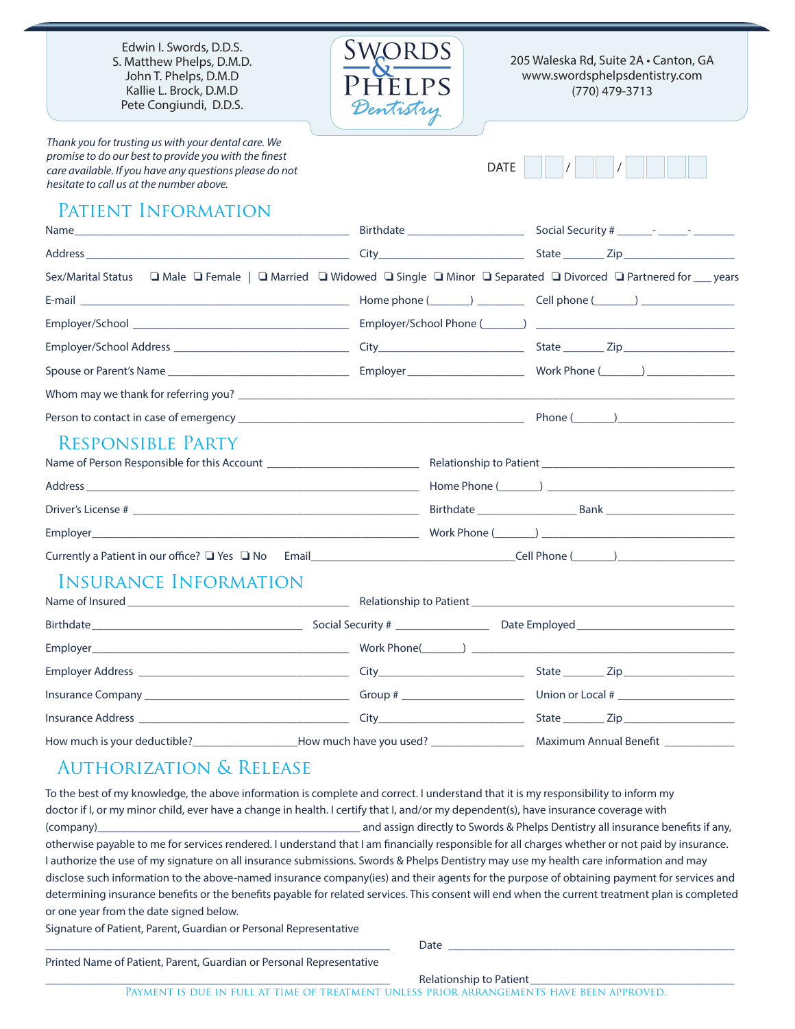Edwin I. Swords, D.D.S.
S. Matthew Phelps, D.M.D.
John T. Phelps, D.M.D
Kallie L. Brock, D.M.D
Pete Congiundi, D.D.S.

**SWORDS & PHELPS Dentistry**

205 Waleska Rd, Suite 2A • Canton, GA
www.swordsphelpsdentistry.com
(770) 479-3713

*Thank you for trusting us with your dental care. We promise to do our best to provide you with the finest care available. If you have any questions please do not hesitate to call us at the number above.*

DATE ___ ___ / ___ ___ / ___ ___ ___ ___

## Patient Information

Name ______________________ Birthdate ______________ Social Security # ______-_____-_______

Address ______________________ City ______________ State _______ Zip ______________

Sex/Marital Status ❑ Male ❑ Female | ❑ Married ❑ Widowed ❑ Single ❑ Minor ❑ Separated ❑ Divorced ❑ Partnered for ___ years

E-mail ______________________ Home phone (_______) ________ Cell phone (_______) ______________

Employer/School ______________________ Employer/School Phone (_______) ______________

Employer/School Address ______________________ City ______________ State _______ Zip ______________

Spouse or Parent's Name ______________________ Employer ______________ Work Phone (_______) ______________

Whom may we thank for referring you? ______________________________________________

Person to contact in case of emergency ______________________________ Phone (_______) ______________

## Responsible Party

Name of Person Responsible for this Account ______________________ Relationship to Patient ______________

Address ______________________ Home Phone (_______) ______________

Driver's License # ______________________ Birthdate ______________ Bank ______________

Employer ______________________ Work Phone (_______) ______________

Currently a Patient in our office? ❑ Yes ❑ No Email ______________________ Cell Phone (_______) ______________

## Insurance Information

Name of Insured ______________________ Relationship to Patient ______________

Birthdate ______________________ Social Security # ______________ Date Employed ______________

Employer ______________________ Work Phone(_______) ______________

Employer Address ______________________ City ______________ State _______ Zip ______________

Insurance Company ______________________ Group # ______________ Union or Local # ______________

Insurance Address ______________________ City ______________ State _______ Zip ______________

How much is your deductible? ______________ How much have you used? ______________ Maximum Annual Benefit ______________

## Authorization & Release

To the best of my knowledge, the above information is complete and correct. I understand that it is my responsibility to inform my doctor if I, or my minor child, ever have a change in health. I certify that I, and/or my dependent(s), have insurance coverage with (company)______________________ and assign directly to Swords & Phelps Dentistry all insurance benefits if any, otherwise payable to me for services rendered. I understand that I am financially responsible for all charges whether or not paid by insurance. I authorize the use of my signature on all insurance submissions. Swords & Phelps Dentistry may use my health care information and may disclose such information to the above-named insurance company(ies) and their agents for the purpose of obtaining payment for services and determining insurance benefits or the benefits payable for related services. This consent will end when the current treatment plan is completed or one year from the date signed below.

Signature of Patient, Parent, Guardian or Personal Representative

______________________________ Date ______________________________

Printed Name of Patient, Parent, Guardian or Personal Representative

______________________________ Relationship to Patient ______________________________

PAYMENT IS DUE IN FULL AT TIME OF TREATMENT UNLESS PRIOR ARRANGEMENTS HAVE BEEN APPROVED.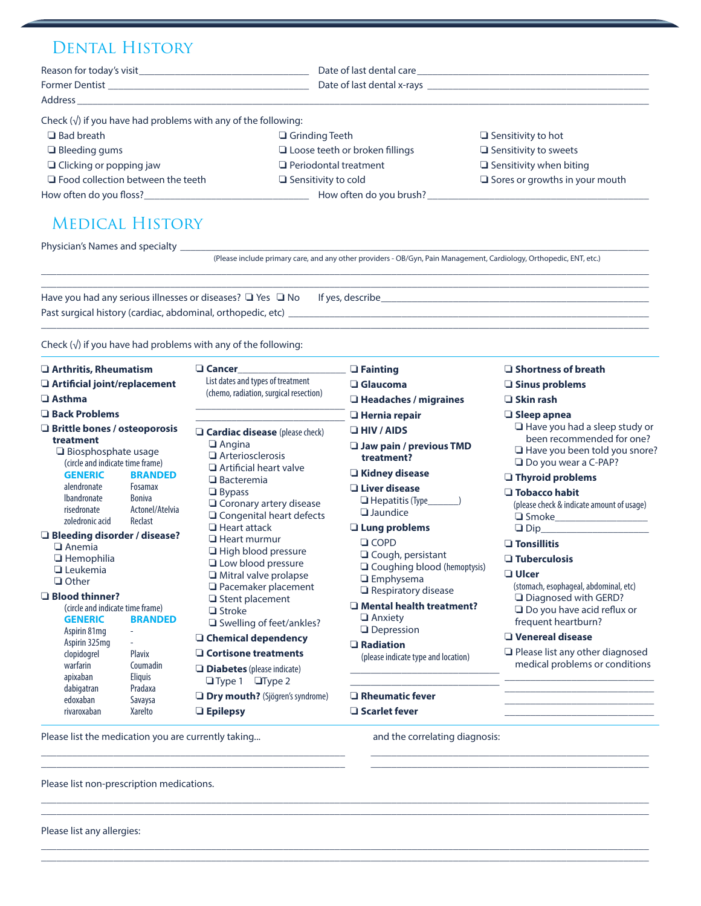## Dental History

Reason for today's visit ______________________ Date of last dental care ______________________

Former Dentist ______________________ Date of last dental x-rays ______________________

Address ______________________________________________

Check (√) if you have had problems with any of the following:

- ❑ Bad breath
- ❑ Bleeding gums
- ❑ Clicking or popping jaw
- ❑ Food collection between the teeth
- ❑ Grinding Teeth
- ❑ Loose teeth or broken fillings
- ❑ Periodontal treatment
- ❑ Sensitivity to cold
- ❑ Sensitivity to hot
- ❑ Sensitivity to sweets
- ❑ Sensitivity when biting
- ❑ Sores or growths in your mouth

How often do you floss? ______________________ How often do you brush? ______________________

## Medical History

Physician's Names and specialty ______________________________________________

(Please include primary care, and any other providers - OB/Gyn, Pain Management, Cardiology, Orthopedic, ENT, etc.)

______________________________________________

______________________________________________

Have you had any serious illnesses or diseases? ❑ Yes ❑ No If yes, describe ______________________

Past surgical history (cardiac, abdominal, orthopedic, etc) ______________________

______________________________________________

Check (√) if you have had problems with any of the following:

- ❑ **Arthritis, Rheumatism**
- ❑ **Artificial joint/replacement**
- ❑ **Asthma**
- ❑ **Back Problems**
- ❑ **Brittle bones / osteoporosis treatment**
  - ❑ Biosphosphate usage
    (circle and indicate time frame)

| GENERIC | BRANDED |
| --- | --- |
| alendronate | Fosamax |
| Ibandronate | Boniva |
| risedronate | Actonel/Atelvia |
| zoledronic acid | Reclast |

- ❑ **Bleeding disorder / disease?**
  - ❑ Anemia
  - ❑ Hemophilia
  - ❑ Leukemia
  - ❑ Other
- ❑ **Blood thinner?**
  (circle and indicate time frame)

| GENERIC | BRANDED |
| --- | --- |
| Aspirin 81mg | - |
| Aspirin 325mg | - |
| clopidogrel | Plavix |
| warfarin | Coumadin |
| apixaban | Eliquis |
| dabigatran | Pradaxa |
| edoxaban | Savaysa |
| rivaroxaban | Xarelto |

- ❑ **Cancer** ______________
  List dates and types of treatment (chemo, radiation, surgical resection)
  ______________
  ______________
- ❑ **Cardiac disease** (please check)
  - ❑ Angina
  - ❑ Arteriosclerosis
  - ❑ Artificial heart valve
  - ❑ Bacteremia
  - ❑ Bypass
  - ❑ Coronary artery disease
  - ❑ Congenital heart defects
  - ❑ Heart attack
  - ❑ Heart murmur
  - ❑ High blood pressure
  - ❑ Low blood pressure
  - ❑ Mitral valve prolapse
  - ❑ Pacemaker placement
  - ❑ Stent placement
  - ❑ Stroke
  - ❑ Swelling of feet/ankles?
- ❑ **Chemical dependency**
- ❑ **Cortisone treatments**
- ❑ **Diabetes** (please indicate)
  ❑ Type 1 ❑ Type 2
- ❑ **Dry mouth?** (Sjögren's syndrome)
- ❑ **Epilepsy**
- ❑ **Fainting**
- ❑ **Glaucoma**
- ❑ **Headaches / migraines**
- ❑ **Hernia repair**
- ❑ **HIV / AIDS**
- ❑ **Jaw pain / previous TMD treatment?**
- ❑ **Kidney disease**
- ❑ **Liver disease**
  - ❑ Hepatitis (Type_______)
  - ❑ Jaundice
- ❑ **Lung problems**
  - ❑ COPD
  - ❑ Cough, persistant
  - ❑ Coughing blood (hemoptysis)
  - ❑ Emphysema
  - ❑ Respiratory disease
- ❑ **Mental health treatment?**
  - ❑ Anxiety
  - ❑ Depression
- ❑ **Radiation**
  (please indicate type and location)
  ______________
  ______________
- ❑ **Rheumatic fever**
- ❑ **Scarlet fever**
- ❑ **Shortness of breath**
- ❑ **Sinus problems**
- ❑ **Skin rash**
- ❑ **Sleep apnea**
  - ❑ Have you had a sleep study or been recommended for one?
  - ❑ Have you been told you snore?
  - ❑ Do you wear a C-PAP?
- ❑ **Thyroid problems**
- ❑ **Tobacco habit**
  (please check & indicate amount of usage)
  - ❑ Smoke______________
  - ❑ Dip______________
- ❑ **Tonsillitis**
- ❑ **Tuberculosis**
- ❑ **Ulcer**
  (stomach, esophageal, abdominal, etc)
  - ❑ Diagnosed with GERD?
  - ❑ Do you have acid reflux or frequent heartburn?
- ❑ **Venereal disease**
- ❑ Please list any other diagnosed medical problems or conditions
  ______________
  ______________
  ______________
  ______________

Please list the medication you are currently taking... and the correlating diagnosis:

______________________ ______________________

______________________ ______________________

Please list non-prescription medications.

______________________________________________

______________________________________________

Please list any allergies:

______________________________________________

______________________________________________